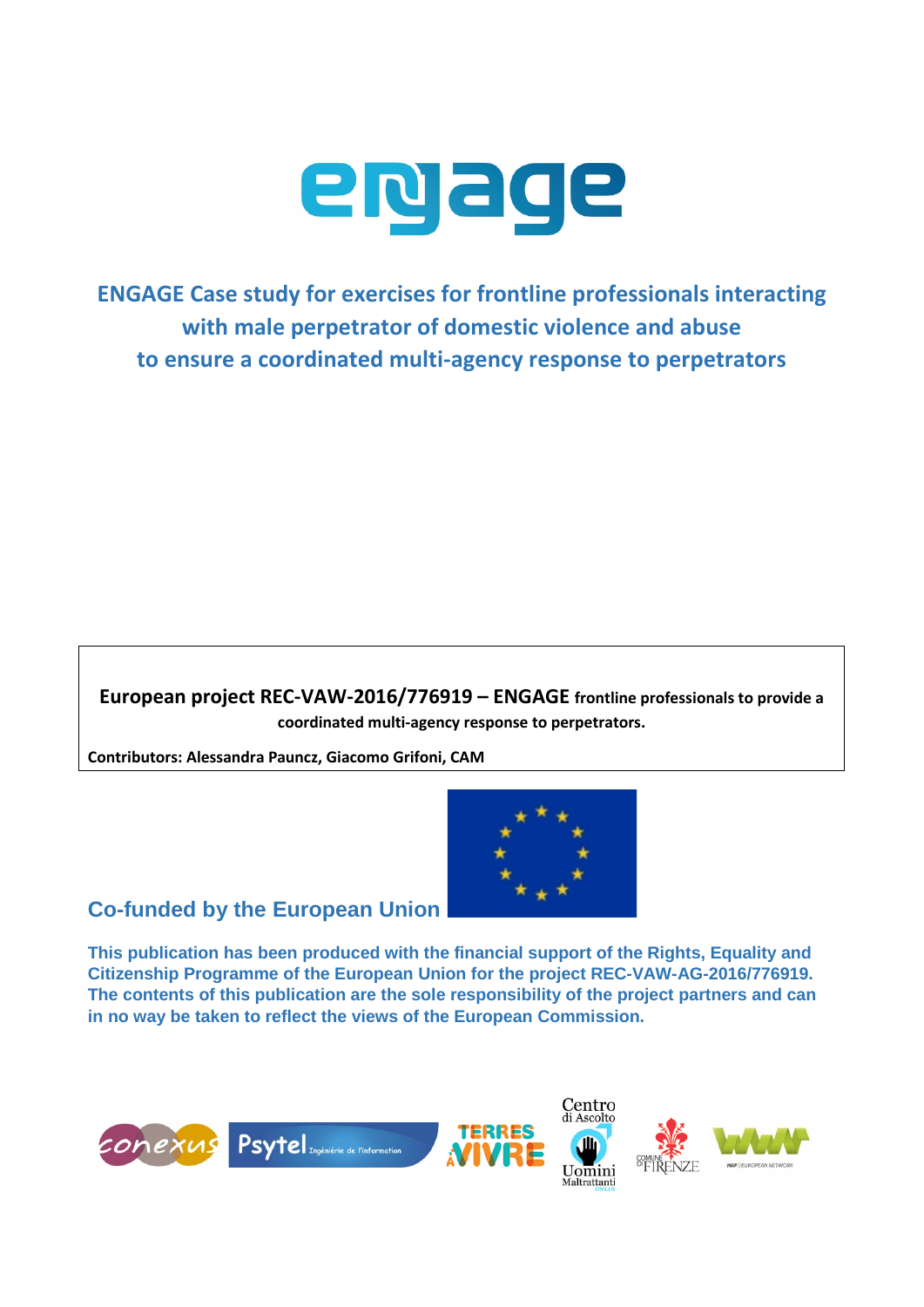# engage

## ENGAGE Case study for exercises for frontline professionals interacting with male perpetrator of domestic violence and abuse to ensure a coordinated multi-agency response to perpetrators

**European project REC-VAW-2016/776919 – ENGAGE frontline professionals to provide a coordinated multi-agency response to perpetrators.**

**Contributors: Alessandra Pauncz, Giacomo Grifoni, CAM**

**Co-funded by the European Union**

**This publication has been produced with the financial support of the Rights, Equality and Citizenship Programme of the European Union for the project REC-VAW-AG-2016/776919. The contents of this publication are the sole responsibility of the project partners and can in no way be taken to reflect the views of the European Commission.**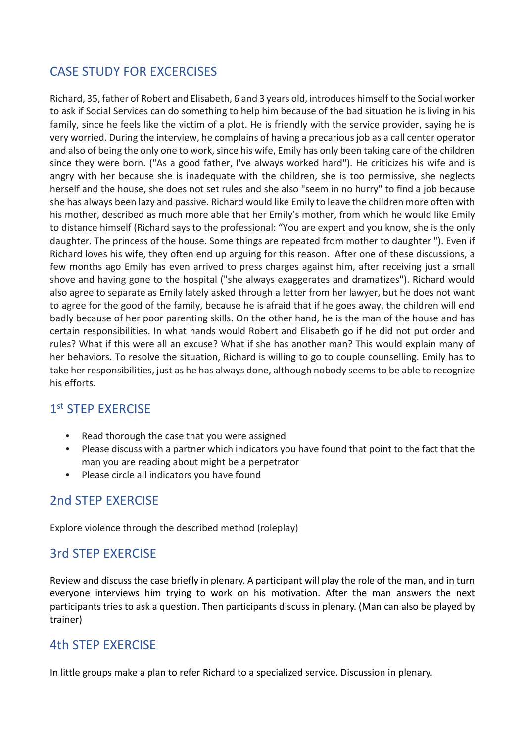## CASE STUDY FOR EXCERCISES

Richard, 35, father of Robert and Elisabeth, 6 and 3 years old, introduces himself to the Social worker to ask if Social Services can do something to help him because of the bad situation he is living in his family, since he feels like the victim of a plot. He is friendly with the service provider, saying he is very worried. During the interview, he complains of having a precarious job as a call center operator and also of being the only one to work, since his wife, Emily has only been taking care of the children since they were born. ("As a good father, I've always worked hard"). He criticizes his wife and is angry with her because she is inadequate with the children, she is too permissive, she neglects herself and the house, she does not set rules and she also "seem in no hurry" to find a job because she has always been lazy and passive. Richard would like Emily to leave the children more often with his mother, described as much more able that her Emily's mother, from which he would like Emily to distance himself (Richard says to the professional: "You are expert and you know, she is the only daughter. The princess of the house. Some things are repeated from mother to daughter "). Even if Richard loves his wife, they often end up arguing for this reason. After one of these discussions, a few months ago Emily has even arrived to press charges against him, after receiving just a small shove and having gone to the hospital ("she always exaggerates and dramatizes"). Richard would also agree to separate as Emily lately asked through a letter from her lawyer, but he does not want to agree for the good of the family, because he is afraid that if he goes away, the children will end badly because of her poor parenting skills. On the other hand, he is the man of the house and has certain responsibilities. In what hands would Robert and Elisabeth go if he did not put order and rules? What if this were all an excuse? What if she has another man? This would explain many of her behaviors. To resolve the situation, Richard is willing to go to couple counselling. Emily has to take her responsibilities, just as he has always done, although nobody seems to be able to recognize his efforts.

## 1st STEP EXERCISE

- Read thorough the case that you were assigned
- Please discuss with a partner which indicators you have found that point to the fact that the man you are reading about might be a perpetrator
- Please circle all indicators you have found

## 2nd STEP EXERCISE

Explore violence through the described method (roleplay)

## 3rd STEP EXERCISE

Review and discuss the case briefly in plenary. A participant will play the role of the man, and in turn everyone interviews him trying to work on his motivation. After the man answers the next participants tries to ask a question. Then participants discuss in plenary. (Man can also be played by trainer)

## 4th STEP EXERCISE

In little groups make a plan to refer Richard to a specialized service. Discussion in plenary.